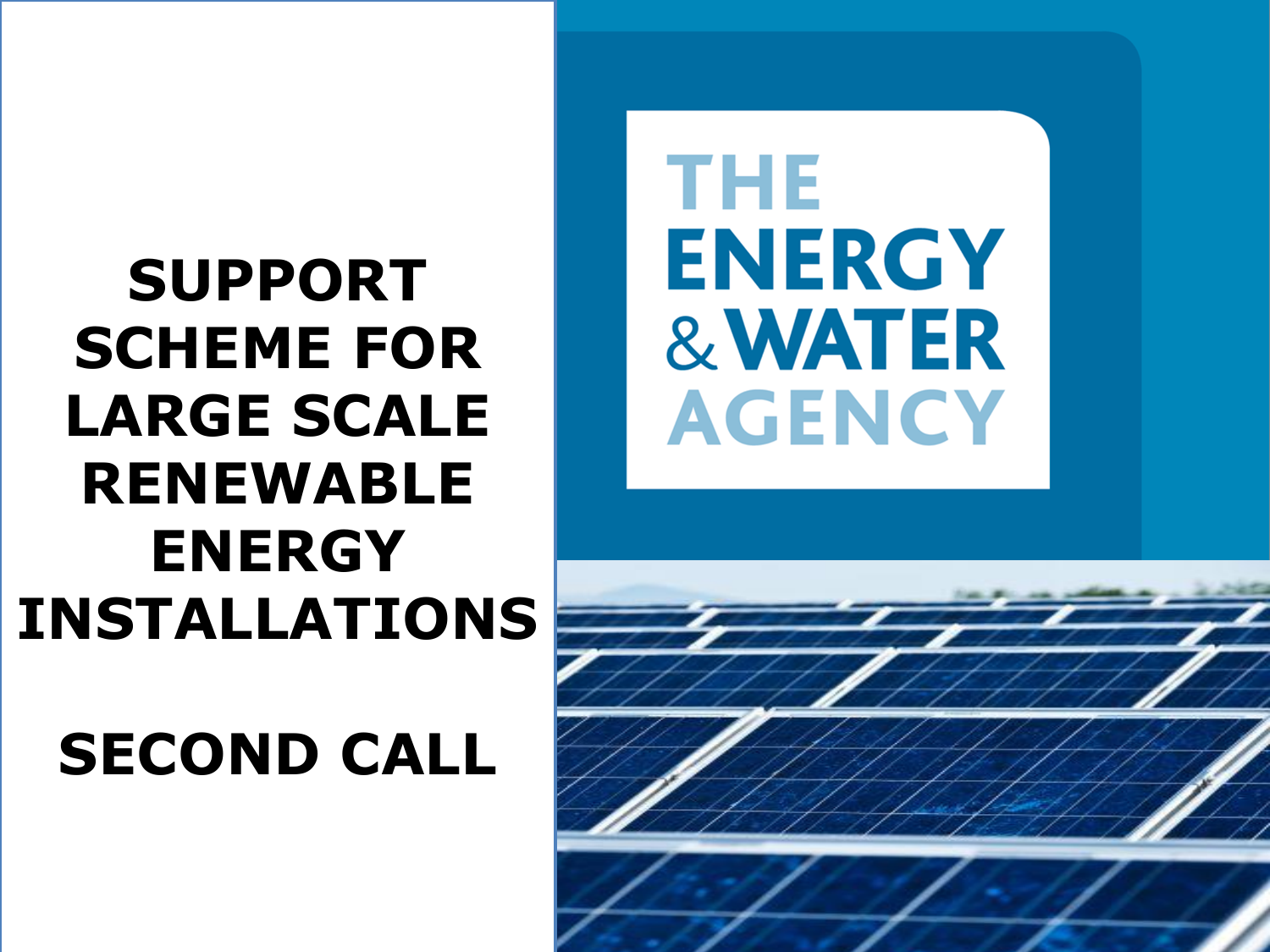# SUPPORT SCHEME FOR LARGE SCALE RENEWABLE ENERGY INSTALLATIONS

## SECOND CALL

THE ENERGY & WATER AGENCY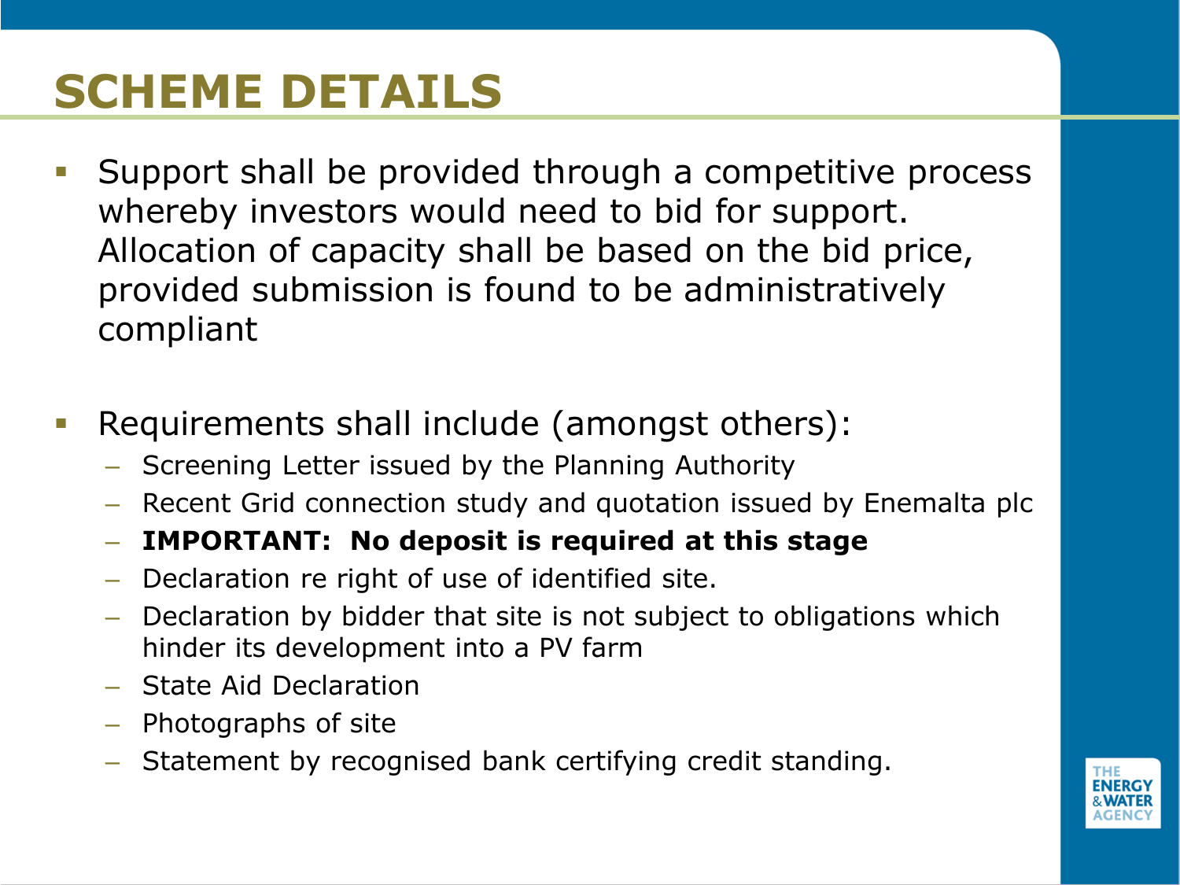# SCHEME DETAILS

- Support shall be provided through a competitive process whereby investors would need to bid for support. Allocation of capacity shall be based on the bid price, provided submission is found to be administratively compliant

- Requirements shall include (amongst others):
  - Screening Letter issued by the Planning Authority
  - Recent Grid connection study and quotation issued by Enemalta plc
  - **IMPORTANT: No deposit is required at this stage**
  - Declaration re right of use of identified site.
  - Declaration by bidder that site is not subject to obligations which hinder its development into a PV farm
  - State Aid Declaration
  - Photographs of site
  - Statement by recognised bank certifying credit standing.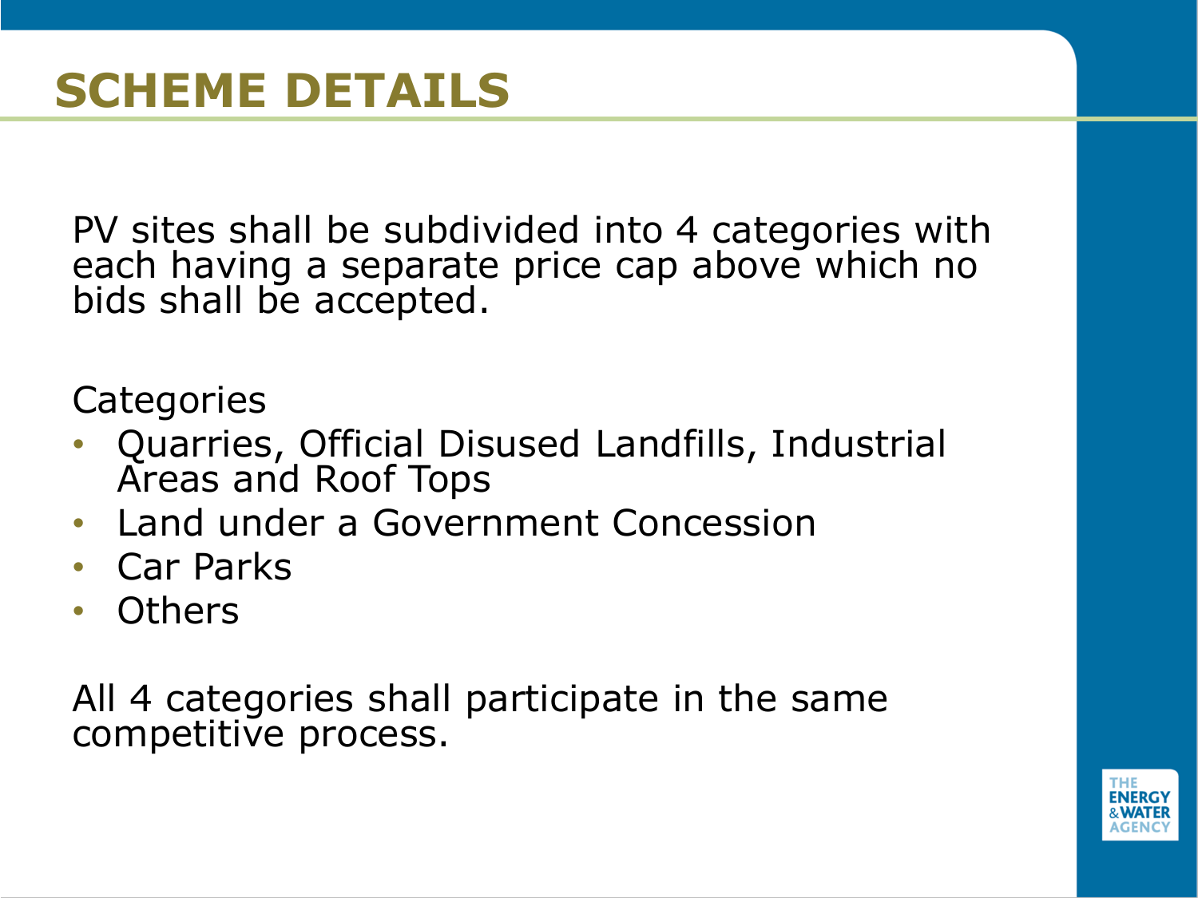# SCHEME DETAILS

PV sites shall be subdivided into 4 categories with each having a separate price cap above which no bids shall be accepted.

Categories

- Quarries, Official Disused Landfills, Industrial Areas and Roof Tops
- Land under a Government Concession
- Car Parks
- Others

All 4 categories shall participate in the same competitive process.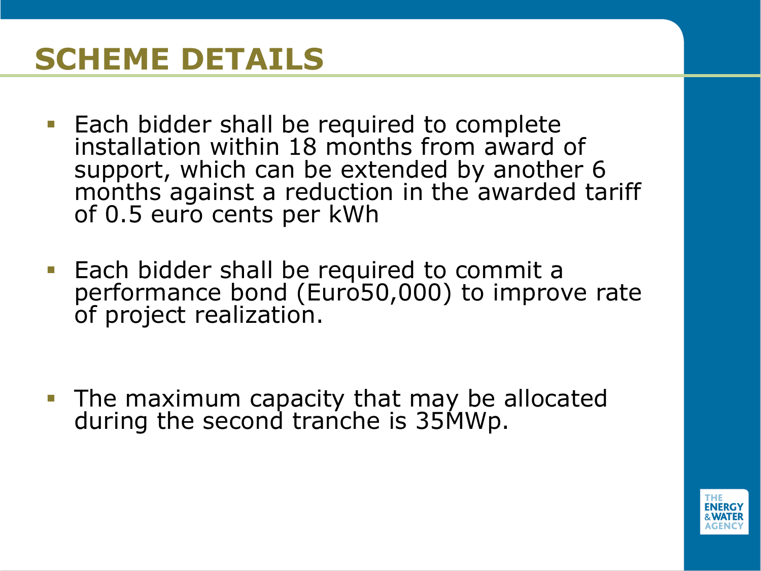# SCHEME DETAILS

- Each bidder shall be required to complete installation within 18 months from award of support, which can be extended by another 6 months against a reduction in the awarded tariff of 0.5 euro cents per kWh
- Each bidder shall be required to commit a performance bond (Euro50,000) to improve rate of project realization.
- The maximum capacity that may be allocated during the second tranche is 35MWp.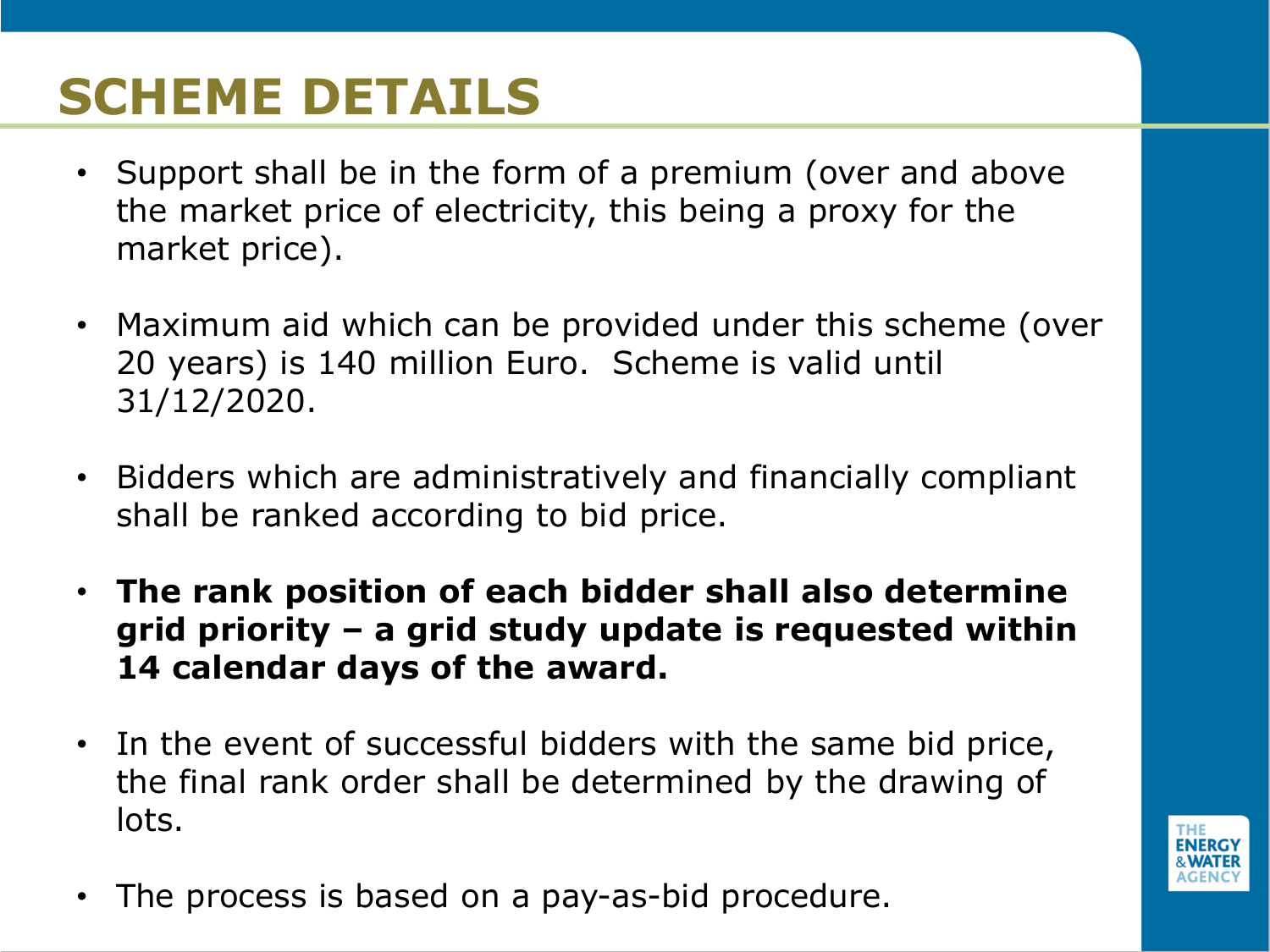# SCHEME DETAILS

- Support shall be in the form of a premium (over and above the market price of electricity, this being a proxy for the market price).
- Maximum aid which can be provided under this scheme (over 20 years) is 140 million Euro. Scheme is valid until 31/12/2020.
- Bidders which are administratively and financially compliant shall be ranked according to bid price.
- **The rank position of each bidder shall also determine grid priority – a grid study update is requested within 14 calendar days of the award.**
- In the event of successful bidders with the same bid price, the final rank order shall be determined by the drawing of lots.
- The process is based on a pay-as-bid procedure.

THE ENERGY & WATER AGENCY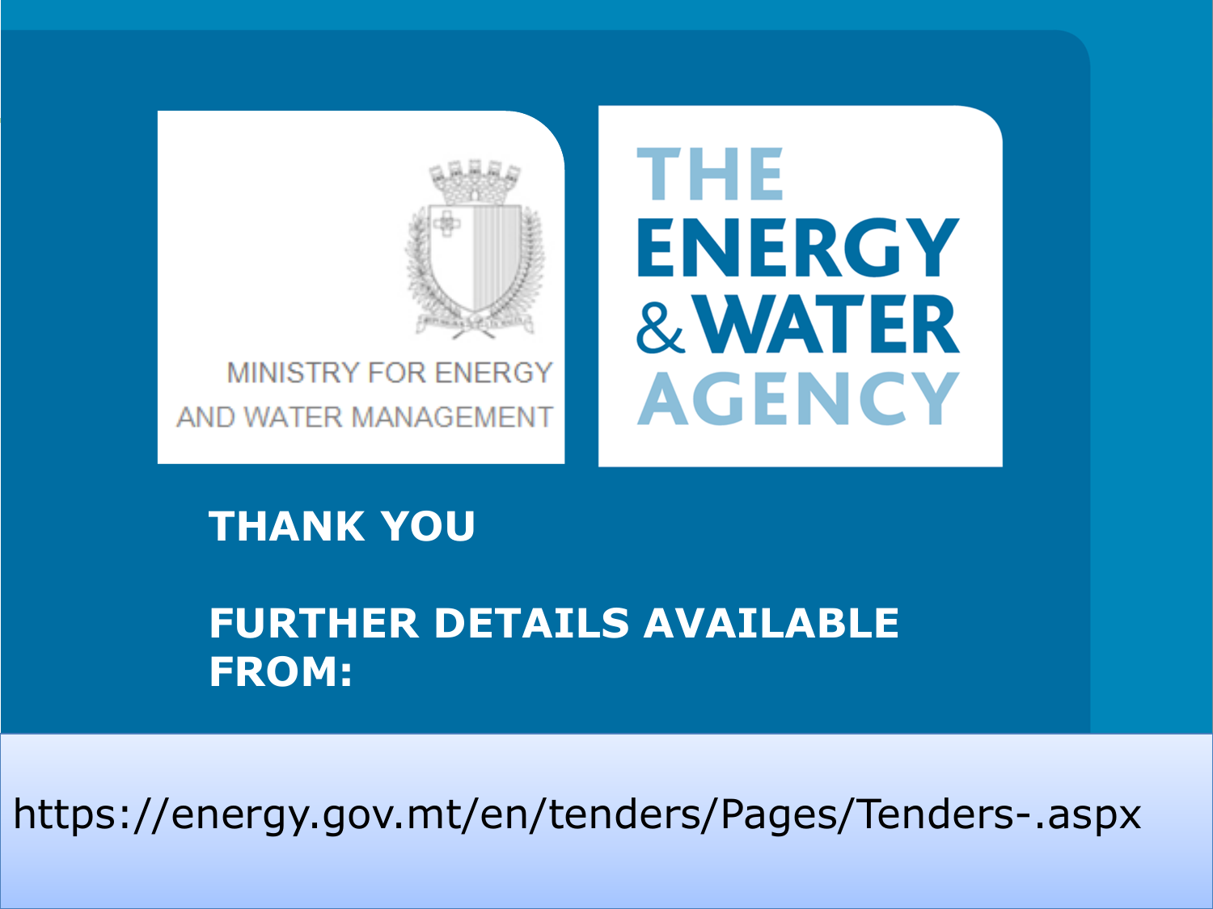MINISTRY FOR ENERGY AND WATER MANAGEMENT

THE ENERGY & WATER AGENCY

**THANK YOU**

**FURTHER DETAILS AVAILABLE FROM:**

https://energy.gov.mt/en/tenders/Pages/Tenders-.aspx